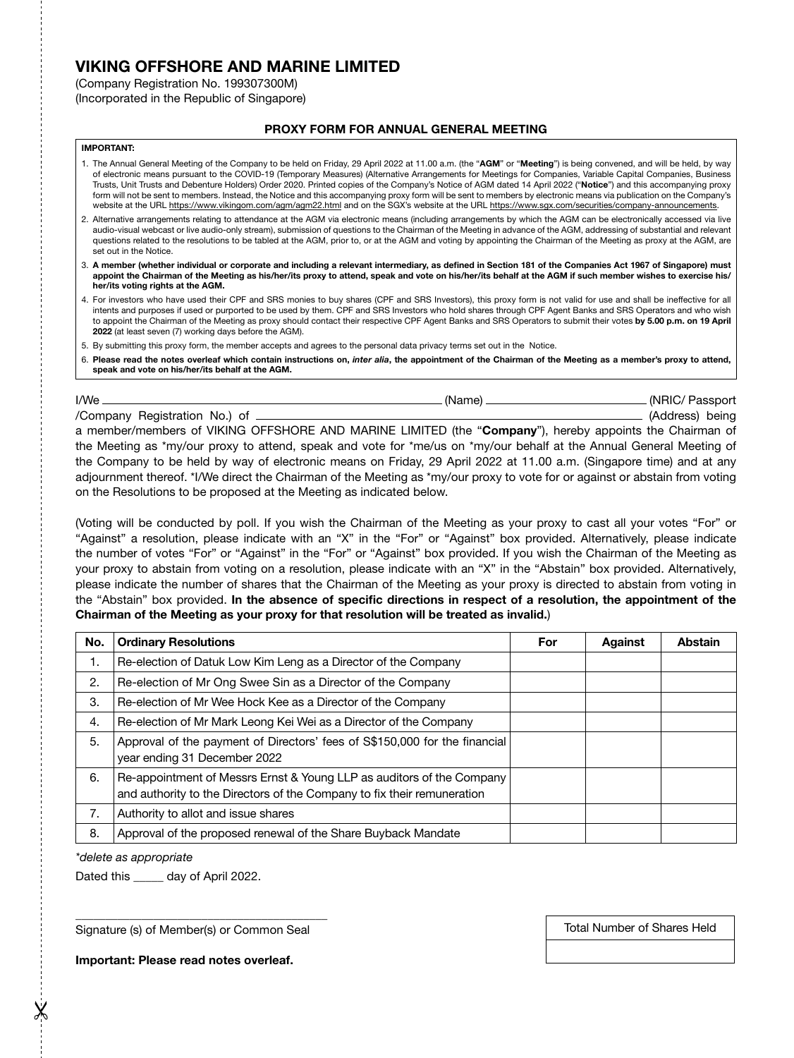# VIKING OFFSHORE AND MARINE LIMITED

(Company Registration No. 199307300M)
(Incorporated in the Republic of Singapore)

## PROXY FORM FOR ANNUAL GENERAL MEETING

**IMPORTANT:**

1. The Annual General Meeting of the Company to be held on Friday, 29 April 2022 at 11.00 a.m. (the "**AGM**" or "**Meeting**") is being convened, and will be held, by way of electronic means pursuant to the COVID-19 (Temporary Measures) (Alternative Arrangements for Meetings for Companies, Variable Capital Companies, Business Trusts, Unit Trusts and Debenture Holders) Order 2020. Printed copies of the Company's Notice of AGM dated 14 April 2022 ("**Notice**") and this accompanying proxy form will not be sent to members. Instead, the Notice and this accompanying proxy form will be sent to members by electronic means via publication on the Company's website at the URL https://www.vikingom.com/agm/agm22.html and on the SGX's website at the URL https://www.sgx.com/securities/company-announcements.
2. Alternative arrangements relating to attendance at the AGM via electronic means (including arrangements by which the AGM can be electronically accessed via live audio-visual webcast or live audio-only stream), submission of questions to the Chairman of the Meeting in advance of the AGM, addressing of substantial and relevant questions related to the resolutions to be tabled at the AGM, prior to, or at the AGM and voting by appointing the Chairman of the Meeting as proxy at the AGM, are set out in the Notice.
3. **A member (whether individual or corporate and including a relevant intermediary, as defined in Section 181 of the Companies Act 1967 of Singapore) must appoint the Chairman of the Meeting as his/her/its proxy to attend, speak and vote on his/her/its behalf at the AGM if such member wishes to exercise his/her/its voting rights at the AGM.**
4. For investors who have used their CPF and SRS monies to buy shares (CPF and SRS Investors), this proxy form is not valid for use and shall be ineffective for all intents and purposes if used or purported to be used by them. CPF and SRS Investors who hold shares through CPF Agent Banks and SRS Operators and who wish to appoint the Chairman of the Meeting as proxy should contact their respective CPF Agent Banks and SRS Operators to submit their votes **by 5.00 p.m. on 19 April 2022** (at least seven (7) working days before the AGM).
5. By submitting this proxy form, the member accepts and agrees to the personal data privacy terms set out in the Notice.
6. **Please read the notes overleaf which contain instructions on, *inter alia*, the appointment of the Chairman of the Meeting as a member's proxy to attend, speak and vote on his/her/its behalf at the AGM.**

I/We ______________________________ (Name) ______________________ (NRIC/ Passport /Company Registration No.) of ______________________________ (Address) being a member/members of VIKING OFFSHORE AND MARINE LIMITED (the "**Company**"), hereby appoints the Chairman of the Meeting as *my/our proxy to attend, speak and vote for *me/us on *my/our behalf at the Annual General Meeting of the Company to be held by way of electronic means on Friday, 29 April 2022 at 11.00 a.m. (Singapore time) and at any adjournment thereof. *I/We direct the Chairman of the Meeting as *my/our proxy to vote for or against or abstain from voting on the Resolutions to be proposed at the Meeting as indicated below.

(Voting will be conducted by poll. If you wish the Chairman of the Meeting as your proxy to cast all your votes "For" or "Against" a resolution, please indicate with an "X" in the "For" or "Against" box provided. Alternatively, please indicate the number of votes "For" or "Against" in the "For" or "Against" box provided. If you wish the Chairman of the Meeting as your proxy to abstain from voting on a resolution, please indicate with an "X" in the "Abstain" box provided. Alternatively, please indicate the number of shares that the Chairman of the Meeting as your proxy is directed to abstain from voting in the "Abstain" box provided. **In the absence of specific directions in respect of a resolution, the appointment of the Chairman of the Meeting as your proxy for that resolution will be treated as invalid.**)

| No. | Ordinary Resolutions | For | Against | Abstain |
|---|---|---|---|---|
| 1. | Re-election of Datuk Low Kim Leng as a Director of the Company | | | |
| 2. | Re-election of Mr Ong Swee Sin as a Director of the Company | | | |
| 3. | Re-election of Mr Wee Hock Kee as a Director of the Company | | | |
| 4. | Re-election of Mr Mark Leong Kei Wei as a Director of the Company | | | |
| 5. | Approval of the payment of Directors' fees of S$150,000 for the financial year ending 31 December 2022 | | | |
| 6. | Re-appointment of Messrs Ernst & Young LLP as auditors of the Company and authority to the Directors of the Company to fix their remuneration | | | |
| 7. | Authority to allot and issue shares | | | |
| 8. | Approval of the proposed renewal of the Share Buyback Mandate | | | |

*\*delete as appropriate*

Dated this _____ day of April 2022.

______________________________
Signature (s) of Member(s) or Common Seal

| Total Number of Shares Held |
|---|
| |

**Important: Please read notes overleaf.**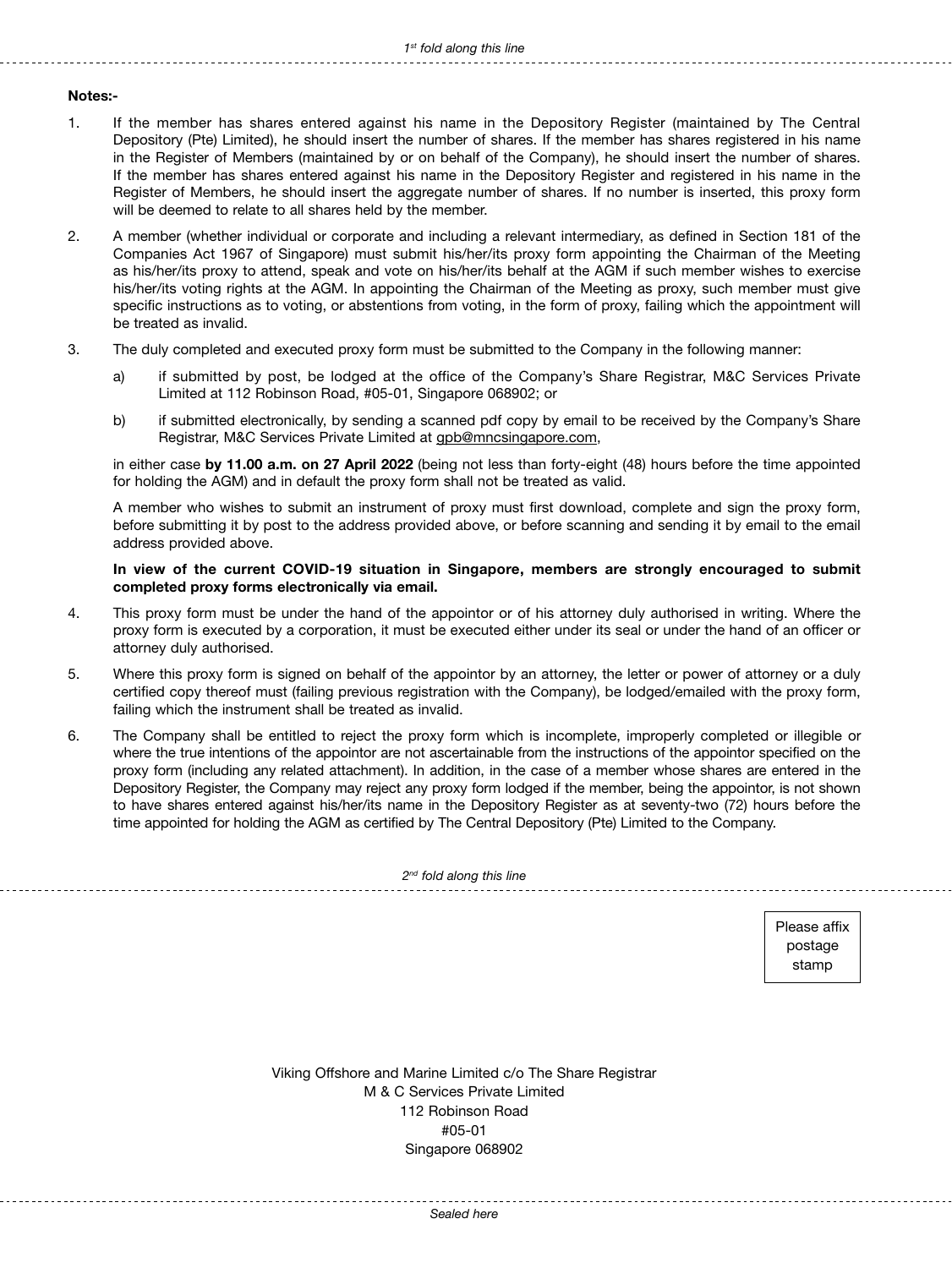*1st fold along this line*

**Notes:-**

1. If the member has shares entered against his name in the Depository Register (maintained by The Central Depository (Pte) Limited), he should insert the number of shares. If the member has shares registered in his name in the Register of Members (maintained by or on behalf of the Company), he should insert the number of shares. If the member has shares entered against his name in the Depository Register and registered in his name in the Register of Members, he should insert the aggregate number of shares. If no number is inserted, this proxy form will be deemed to relate to all shares held by the member.

2. A member (whether individual or corporate and including a relevant intermediary, as defined in Section 181 of the Companies Act 1967 of Singapore) must submit his/her/its proxy form appointing the Chairman of the Meeting as his/her/its proxy to attend, speak and vote on his/her/its behalf at the AGM if such member wishes to exercise his/her/its voting rights at the AGM. In appointing the Chairman of the Meeting as proxy, such member must give specific instructions as to voting, or abstentions from voting, in the form of proxy, failing which the appointment will be treated as invalid.

3. The duly completed and executed proxy form must be submitted to the Company in the following manner:

   a) if submitted by post, be lodged at the office of the Company's Share Registrar, M&C Services Private Limited at 112 Robinson Road, #05-01, Singapore 068902; or

   b) if submitted electronically, by sending a scanned pdf copy by email to be received by the Company's Share Registrar, M&C Services Private Limited at gpb@mncsingapore.com,

   in either case **by 11.00 a.m. on 27 April 2022** (being not less than forty-eight (48) hours before the time appointed for holding the AGM) and in default the proxy form shall not be treated as valid.

   A member who wishes to submit an instrument of proxy must first download, complete and sign the proxy form, before submitting it by post to the address provided above, or before scanning and sending it by email to the email address provided above.

   **In view of the current COVID-19 situation in Singapore, members are strongly encouraged to submit completed proxy forms electronically via email.**

4. This proxy form must be under the hand of the appointor or of his attorney duly authorised in writing. Where the proxy form is executed by a corporation, it must be executed either under its seal or under the hand of an officer or attorney duly authorised.

5. Where this proxy form is signed on behalf of the appointor by an attorney, the letter or power of attorney or a duly certified copy thereof must (failing previous registration with the Company), be lodged/emailed with the proxy form, failing which the instrument shall be treated as invalid.

6. The Company shall be entitled to reject the proxy form which is incomplete, improperly completed or illegible or where the true intentions of the appointor are not ascertainable from the instructions of the appointor specified on the proxy form (including any related attachment). In addition, in the case of a member whose shares are entered in the Depository Register, the Company may reject any proxy form lodged if the member, being the appointor, is not shown to have shares entered against his/her/its name in the Depository Register as at seventy-two (72) hours before the time appointed for holding the AGM as certified by The Central Depository (Pte) Limited to the Company.

*2nd fold along this line*

Please affix postage stamp

Viking Offshore and Marine Limited c/o The Share Registrar
M & C Services Private Limited
112 Robinson Road
#05-01
Singapore 068902

*Sealed here*